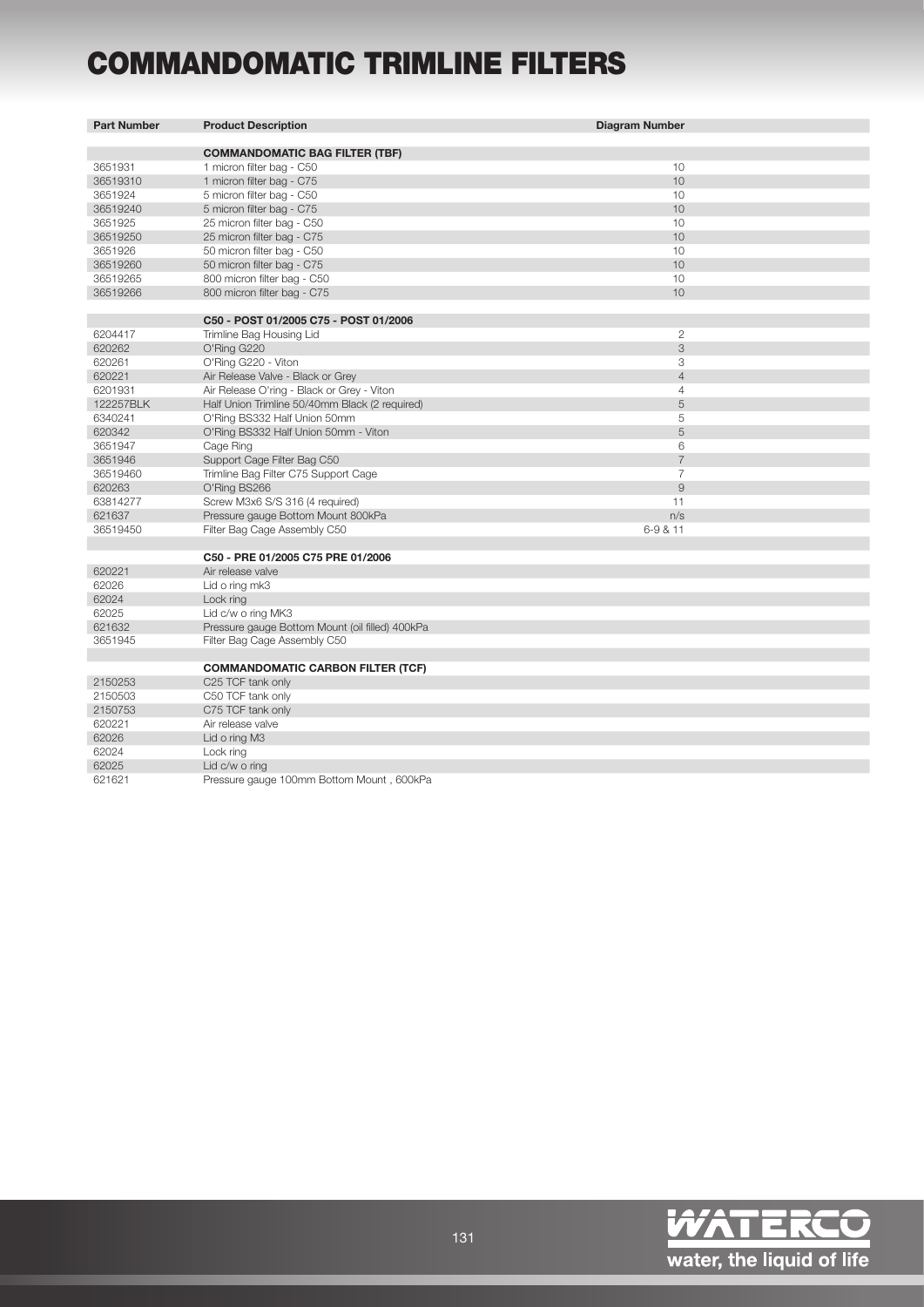# COMMANDOMATIC TRIMLINE FILTERS

| Part Number | Product Description | Diagram Number |
|---|---|---|
| | **COMMANDOMATIC BAG FILTER (TBF)** | |
| 3651931 | 1 micron filter bag - C50 | 10 |
| 36519310 | 1 micron filter bag - C75 | 10 |
| 3651924 | 5 micron filter bag - C50 | 10 |
| 36519240 | 5 micron filter bag - C75 | 10 |
| 3651925 | 25 micron filter bag - C50 | 10 |
| 36519250 | 25 micron filter bag - C75 | 10 |
| 3651926 | 50 micron filter bag - C50 | 10 |
| 36519260 | 50 micron filter bag - C75 | 10 |
| 36519265 | 800 micron filter bag - C50 | 10 |
| 36519266 | 800 micron filter bag - C75 | 10 |
| | | |
| | **C50 - POST 01/2005 C75 - POST 01/2006** | |
| 6204417 | Trimline Bag Housing Lid | 2 |
| 620262 | O'Ring G220 | 3 |
| 620261 | O'Ring G220 - Viton | 3 |
| 620221 | Air Release Valve - Black or Grey | 4 |
| 6201931 | Air Release O'ring - Black or Grey - Viton | 4 |
| 122257BLK | Half Union Trimline 50/40mm Black (2 required) | 5 |
| 6340241 | O'Ring BS332 Half Union 50mm | 5 |
| 620342 | O'Ring BS332 Half Union 50mm - Viton | 5 |
| 3651947 | Cage Ring | 6 |
| 3651946 | Support Cage Filter Bag C50 | 7 |
| 36519460 | Trimline Bag Filter C75 Support Cage | 7 |
| 620263 | O'Ring BS266 | 9 |
| 63814277 | Screw M3x6 S/S 316 (4 required) | 11 |
| 621637 | Pressure gauge Bottom Mount 800kPa | n/s |
| 36519450 | Filter Bag Cage Assembly C50 | 6-9 & 11 |
| | | |
| | **C50 - PRE 01/2005 C75 PRE 01/2006** | |
| 620221 | Air release valve | |
| 62026 | Lid o ring mk3 | |
| 62024 | Lock ring | |
| 62025 | Lid c/w o ring MK3 | |
| 621632 | Pressure gauge Bottom Mount (oil filled) 400kPa | |
| 3651945 | Filter Bag Cage Assembly C50 | |
| | | |
| | **COMMANDOMATIC CARBON FILTER (TCF)** | |
| 2150253 | C25 TCF tank only | |
| 2150503 | C50 TCF tank only | |
| 2150753 | C75 TCF tank only | |
| 620221 | Air release valve | |
| 62026 | Lid o ring M3 | |
| 62024 | Lock ring | |
| 62025 | Lid c/w o ring | |
| 621621 | Pressure gauge 100mm Bottom Mount , 600kPa | |

WATERCO
water, the liquid of life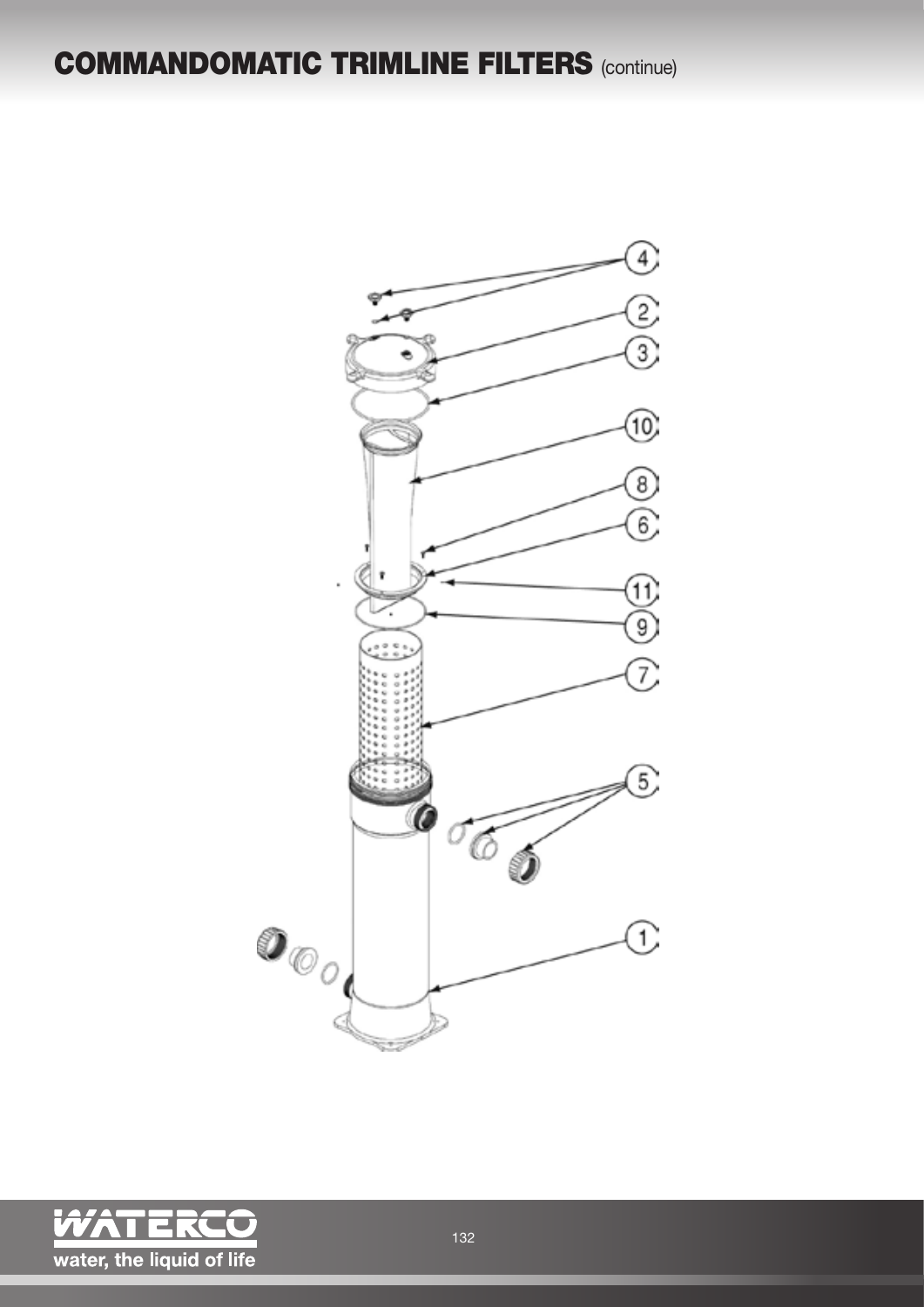# COMMANDOMATIC TRIMLINE FILTERS (continue)

4

2

3

10

8

6

11

9

7

5

1